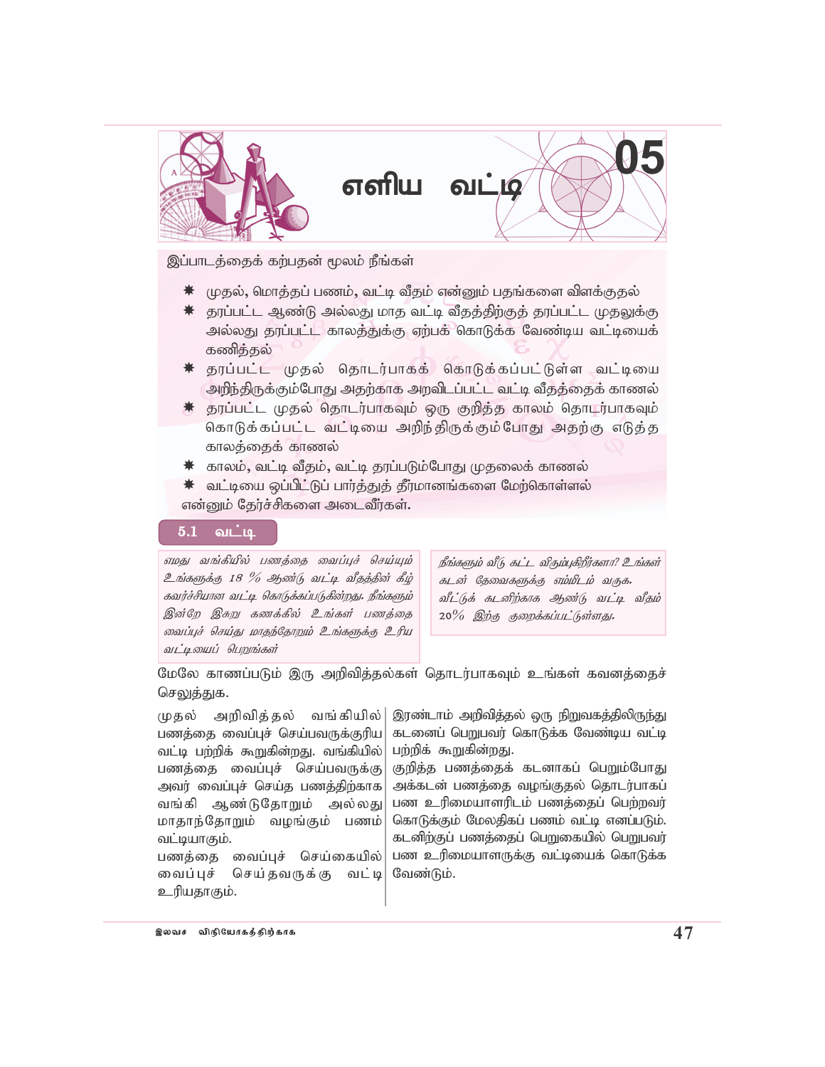# 05 எளிய வட்டி

இப்பாடத்தைக் கற்பதன் மூலம் நீங்கள்

- முதல், மொத்தப் பணம், வட்டி வீதம் என்னும் பதங்களை விளக்குதல்
- தரப்பட்ட ஆண்டு அல்லது மாத வட்டி வீதத்திற்குத் தரப்பட்ட முதலுக்கு அல்லது தரப்பட்ட காலத்துக்கு ஏற்பக் கொடுக்க வேண்டிய வட்டியைக் கணித்தல்
- தரப்பட்ட முதல் தொடர்பாகக் கொடுக்கப்பட்டுள்ள வட்டியை அறிந்திருக்கும்போது அதற்காக அறவிடப்பட்ட வட்டி வீதத்தைக் காணல்
- தரப்பட்ட முதல் தொடர்பாகவும் ஒரு குறித்த காலம் தொடர்பாகவும் கொடுக்கப்பட்ட வட்டியை அறிந்திருக்கும்போது அதற்கு எடுத்த காலத்தைக் காணல்
- காலம், வட்டி வீதம், வட்டி தரப்படும்போது முதலைக் காணல்
- வட்டியை ஒப்பிட்டுப் பார்த்துத் தீர்மானங்களை மேற்கொள்ளல்

என்னும் தேர்ச்சிகளை அடைவீர்கள்.

## 5.1 வட்டி

*எமது வங்கியில் பணத்தை வைப்புச் செய்யும் உங்களுக்கு 18 % ஆண்டு வட்டி வீதத்தின் கீழ் கவர்ச்சியான வட்டி கொடுக்கப்படுகின்றது. நீங்களும் இன்றே இசுறு கணக்கில் உங்கள் பணத்தை வைப்புச் செய்து மாதந்தோறும் உங்களுக்கு உரிய வட்டியைப் பெறுங்கள்*

*நீங்களும் வீடு கட்ட விரும்புகிறீர்களா? உங்கள் கடன் தேவைகளுக்கு எம்மிடம் வருக. வீட்டுக் கடனிற்காக ஆண்டு வட்டி வீதம் 20% இற்கு குறைக்கப்பட்டுள்ளது.*

மேலே காணப்படும் இரு அறிவித்தல்கள் தொடர்பாகவும் உங்கள் கவனத்தைச் செலுத்துக.

முதல் அறிவித்தல் வங்கியில் பணத்தை வைப்புச் செய்பவருக்குரிய வட்டி பற்றிக் கூறுகின்றது. வங்கியில் பணத்தை வைப்புச் செய்பவருக்கு அவர் வைப்புச் செய்த பணத்திற்காக வங்கி ஆண்டுதோறும் அல்லது மாதாந்தோறும் வழங்கும் பணம் வட்டியாகும்.

பணத்தை வைப்புச் செய்கையில் வைப்புச் செய்தவருக்கு வட்டி உரியதாகும்.

இரண்டாம் அறிவித்தல் ஒரு நிறுவகத்திலிருந்து கடனைப் பெறுபவர் கொடுக்க வேண்டிய வட்டி பற்றிக் கூறுகின்றது.

குறித்த பணத்தைக் கடனாகப் பெறும்போது அக்கடன் பணத்தை வழங்குதல் தொடர்பாகப் பண உரிமையாளரிடம் பணத்தைப் பெற்றவர் கொடுக்கும் மேலதிகப் பணம் வட்டி எனப்படும். கடனிற்குப் பணத்தைப் பெறுகையில் பெறுபவர் பண உரிமையாளருக்கு வட்டியைக் கொடுக்க வேண்டும்.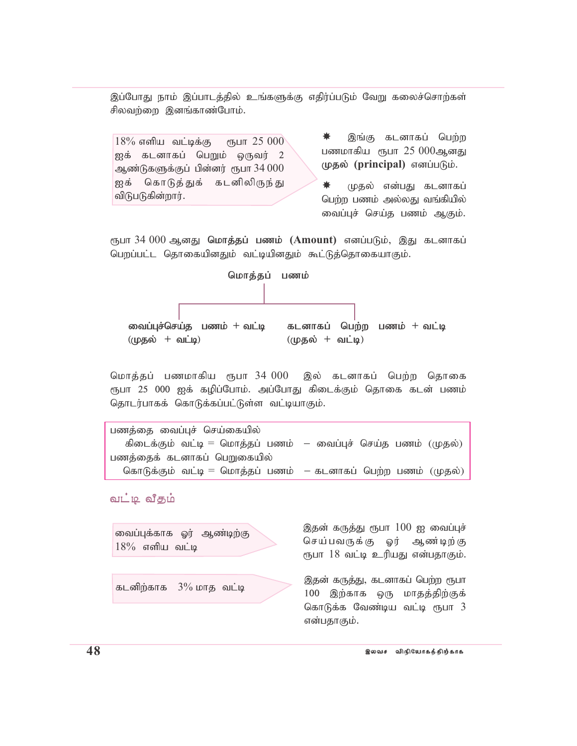இப்போது நாம் இப்பாடத்தில் உங்களுக்கு எதிர்ப்படும் வேறு கலைச்சொற்கள் சிலவற்றை இனங்காண்போம்.

18% எளிய வட்டிக்கு ரூபா 25 000 ஐக் கடனாகப் பெறும் ஒருவர் 2 ஆண்டுகளுக்குப் பின்னர் ரூபா 34 000 ஐக் கொடுத்துக் கடனிலிருந்து விடுபடுகின்றார்.

- ✸ இங்கு கடனாகப் பெற்ற பணமாகிய ரூபா 25 000ஆனது **முதல் (principal)** எனப்படும்.
- ✸ முதல் என்பது கடனாகப் பெற்ற பணம் அல்லது வங்கியில் வைப்புச் செய்த பணம் ஆகும்.

ரூபா 34 000 ஆனது **மொத்தப் பணம் (Amount)** எனப்படும், இது கடனாகப் பெறப்பட்ட தொகையினதும் வட்டியினதும் கூட்டுத்தொகையாகும்.

**மொத்தப் பணம்**

- **வைப்புச்செய்த பணம் + வட்டி (முதல் + வட்டி)**
- **கடனாகப் பெற்ற பணம் + வட்டி (முதல் + வட்டி)**

மொத்தப் பணமாகிய ரூபா 34 000 இல் கடனாகப் பெற்ற தொகை ரூபா 25 000 ஐக் கழிப்போம். அப்போது கிடைக்கும் தொகை கடன் பணம் தொடர்பாகக் கொடுக்கப்பட்டுள்ள வட்டியாகும்.

பணத்தை வைப்புச் செய்கையில்
கிடைக்கும் வட்டி = மொத்தப் பணம் − வைப்புச் செய்த பணம் (முதல்)
பணத்தைக் கடனாகப் பெறுகையில்
கொடுக்கும் வட்டி = மொத்தப் பணம் − கடனாகப் பெற்ற பணம் (முதல்)

## வட்டி வீதம்

வைப்புக்காக ஓர் ஆண்டிற்கு 18% எளிய வட்டி

இதன் கருத்து ரூபா 100 ஐ வைப்புச் செய்பவருக்கு ஓர் ஆண்டிற்கு ரூபா 18 வட்டி உரியது என்பதாகும்.

கடனிற்காக 3% மாத வட்டி

இதன் கருத்து, கடனாகப் பெற்ற ரூபா 100 இற்காக ஒரு மாதத்திற்குக் கொடுக்க வேண்டிய வட்டி ரூபா 3 என்பதாகும்.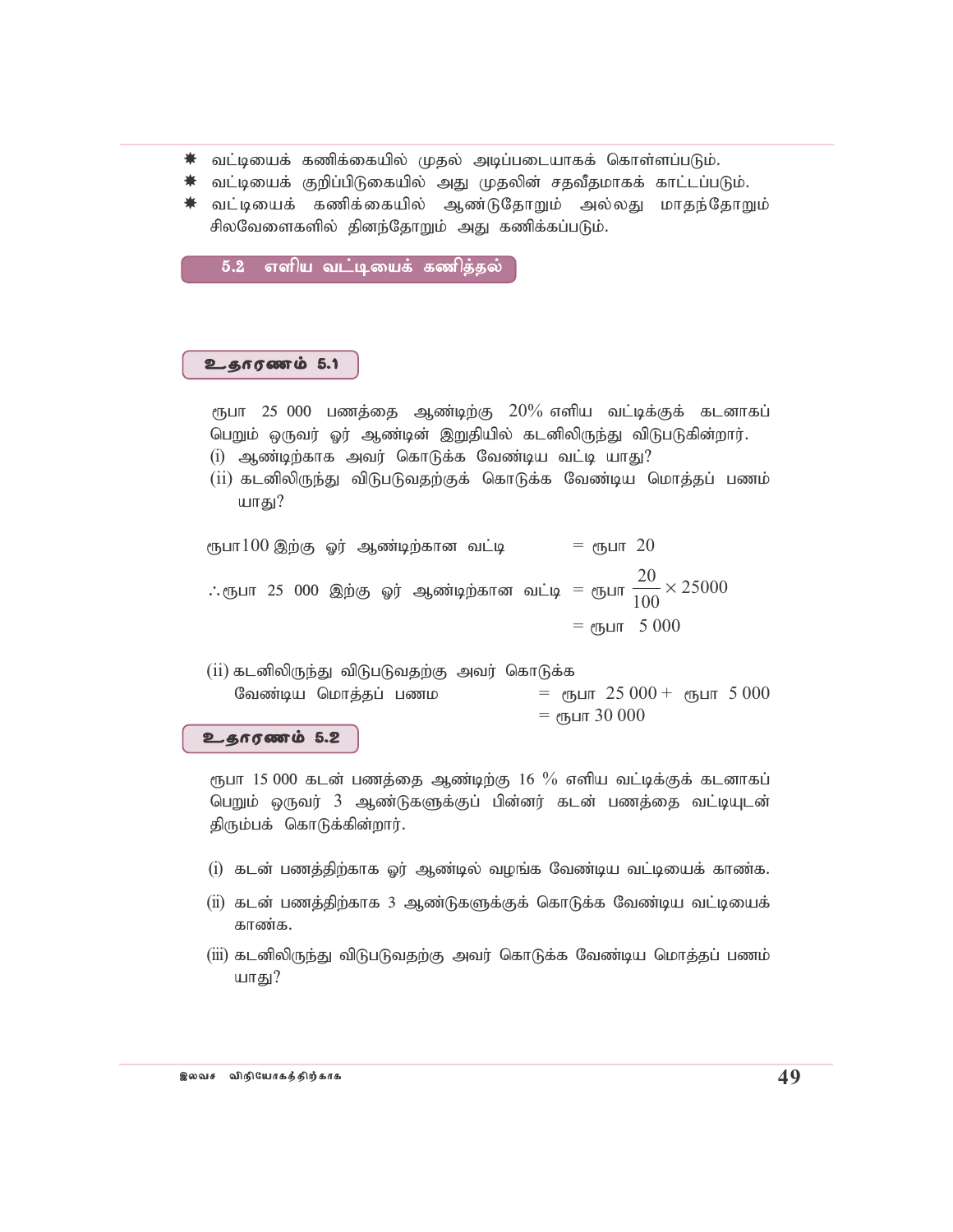- ✷ வட்டியைக் கணிக்கையில் முதல் அடிப்படையாகக் கொள்ளப்படும்.
- ✷ வட்டியைக் குறிப்பிடுகையில் அது முதலின் சதவீதமாகக் காட்டப்படும்.
- ✷ வட்டியைக் கணிக்கையில் ஆண்டுதோறும் அல்லது மாதந்தோறும் சிலவேளைகளில் தினந்தோறும் அது கணிக்கப்படும்.

## 5.2 எளிய வட்டியைக் கணித்தல்

### உதாரணம் 5.1

ரூபா 25 000 பணத்தை ஆண்டிற்கு 20% எளிய வட்டிக்குக் கடனாகப் பெறும் ஒருவர் ஓர் ஆண்டின் இறுதியில் கடனிலிருந்து விடுபடுகின்றார்.

(i) ஆண்டிற்காக அவர் கொடுக்க வேண்டிய வட்டி யாது?

(ii) கடனிலிருந்து விடுபடுவதற்குக் கொடுக்க வேண்டிய மொத்தப் பணம் யாது?

ரூபா100 இற்கு ஓர் ஆண்டிற்கான வட்டி $=$ ரூபா 20

$\therefore$ ரூபா 25 000 இற்கு ஓர் ஆண்டிற்கான வட்டி $=$ ரூபா $\dfrac{20}{100} \times 25000$

$=$ ரூபா 5 000

(ii) கடனிலிருந்து விடுபடுவதற்கு அவர் கொடுக்க வேண்டிய மொத்தப் பணம $=$ ரூபா 25 000 $+$ ரூபா 5 000

$=$ ரூபா 30 000

### உதாரணம் 5.2

ரூபா 15 000 கடன் பணத்தை ஆண்டிற்கு 16 % எளிய வட்டிக்குக் கடனாகப் பெறும் ஒருவர் 3 ஆண்டுகளுக்குப் பின்னர் கடன் பணத்தை வட்டியுடன் திரும்பக் கொடுக்கின்றார்.

(i) கடன் பணத்திற்காக ஓர் ஆண்டில் வழங்க வேண்டிய வட்டியைக் காண்க.

(ii) கடன் பணத்திற்காக 3 ஆண்டுகளுக்குக் கொடுக்க வேண்டிய வட்டியைக் காண்க.

(iii) கடனிலிருந்து விடுபடுவதற்கு அவர் கொடுக்க வேண்டிய மொத்தப் பணம் யாது?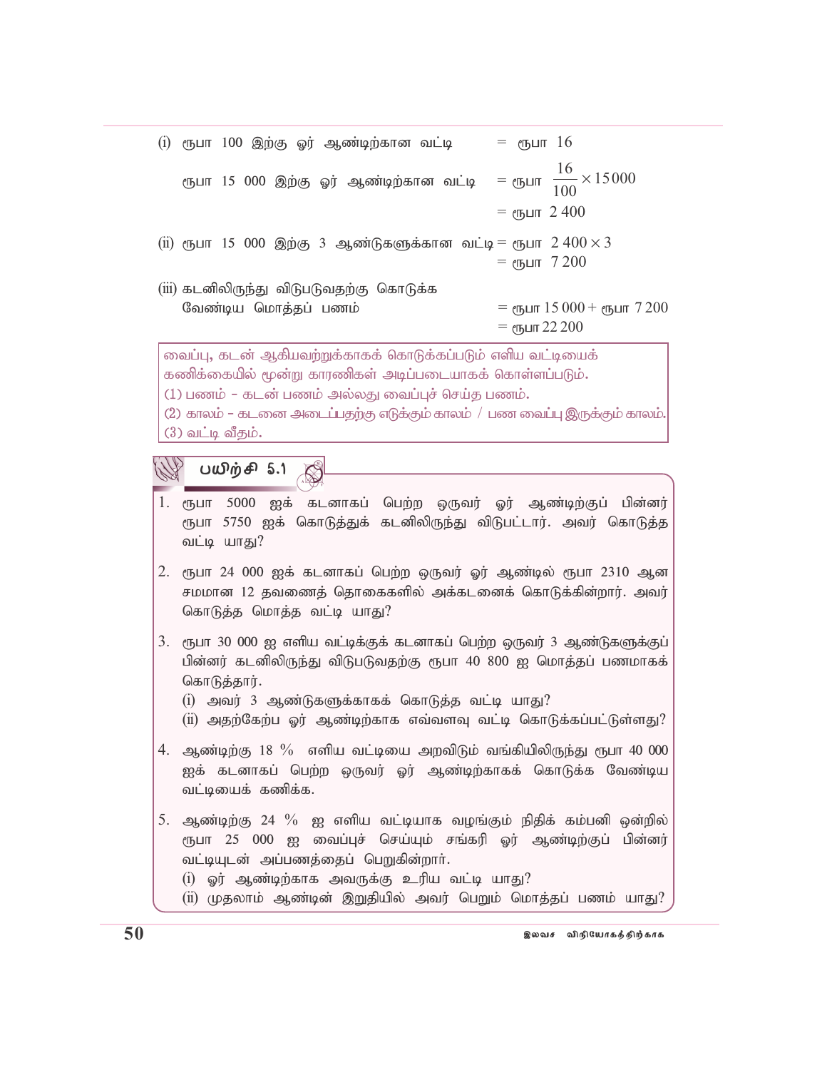(i) ரூபா 100 இற்கு ஓர் ஆண்டிற்கான வட்டி $=$ ரூபா 16

ரூபா 15 000 இற்கு ஓர் ஆண்டிற்கான வட்டி $=$ ரூபா $\frac{16}{100} \times 15000$

$=$ ரூபா 2 400

(ii) ரூபா 15 000 இற்கு 3 ஆண்டுகளுக்கான வட்டி $=$ ரூபா $2\,400 \times 3$

$=$ ரூபா 7 200

(iii) கடனிலிருந்து விடுபடுவதற்கு கொடுக்க வேண்டிய மொத்தப் பணம் $=$ ரூபா 15 000 $+$ ரூபா 7 200

$=$ ரூபா 22 200

வைப்பு, கடன் ஆகியவற்றுக்காகக் கொடுக்கப்படும் எளிய வட்டியைக் கணிக்கையில் மூன்று காரணிகள் அடிப்படையாகக் கொள்ளப்படும்.
(1) பணம் - கடன் பணம் அல்லது வைப்புச் செய்த பணம்.
(2) காலம் - கடனை அடைப்பதற்கு எடுக்கும் காலம் / பண வைப்பு இருக்கும் காலம்.
(3) வட்டி வீதம்.

## பயிற்சி 5.1

1. ரூபா 5000 ஐக் கடனாகப் பெற்ற ஒருவர் ஓர் ஆண்டிற்குப் பின்னர் ரூபா 5750 ஐக் கொடுத்துக் கடனிலிருந்து விடுபட்டார். அவர் கொடுத்த வட்டி யாது?

2. ரூபா 24 000 ஐக் கடனாகப் பெற்ற ஒருவர் ஓர் ஆண்டில் ரூபா 2310 ஆன சமமான 12 தவணைத் தொகைகளில் அக்கடனைக் கொடுக்கின்றார். அவர் கொடுத்த மொத்த வட்டி யாது?

3. ரூபா 30 000 ஐ எளிய வட்டிக்குக் கடனாகப் பெற்ற ஒருவர் 3 ஆண்டுகளுக்குப் பின்னர் கடனிலிருந்து விடுபடுவதற்கு ரூபா 40 800 ஐ மொத்தப் பணமாகக் கொடுத்தார்.
   (i) அவர் 3 ஆண்டுகளுக்காகக் கொடுத்த வட்டி யாது?
   (ii) அதற்கேற்ப ஓர் ஆண்டிற்காக எவ்வளவு வட்டி கொடுக்கப்பட்டுள்ளது?

4. ஆண்டிற்கு 18 % எளிய வட்டியை அறவிடும் வங்கியிலிருந்து ரூபா 40 000 ஐக் கடனாகப் பெற்ற ஒருவர் ஓர் ஆண்டிற்காகக் கொடுக்க வேண்டிய வட்டியைக் கணிக்க.

5. ஆண்டிற்கு 24 % ஐ எளிய வட்டியாக வழங்கும் நிதிக் கம்பனி ஒன்றில் ரூபா 25 000 ஐ வைப்புச் செய்யும் சங்கரி ஓர் ஆண்டிற்குப் பின்னர் வட்டியுடன் அப்பணத்தைப் பெறுகின்றார்.
   (i) ஓர் ஆண்டிற்காக அவருக்கு உரிய வட்டி யாது?
   (ii) முதலாம் ஆண்டின் இறுதியில் அவர் பெறும் மொத்தப் பணம் யாது?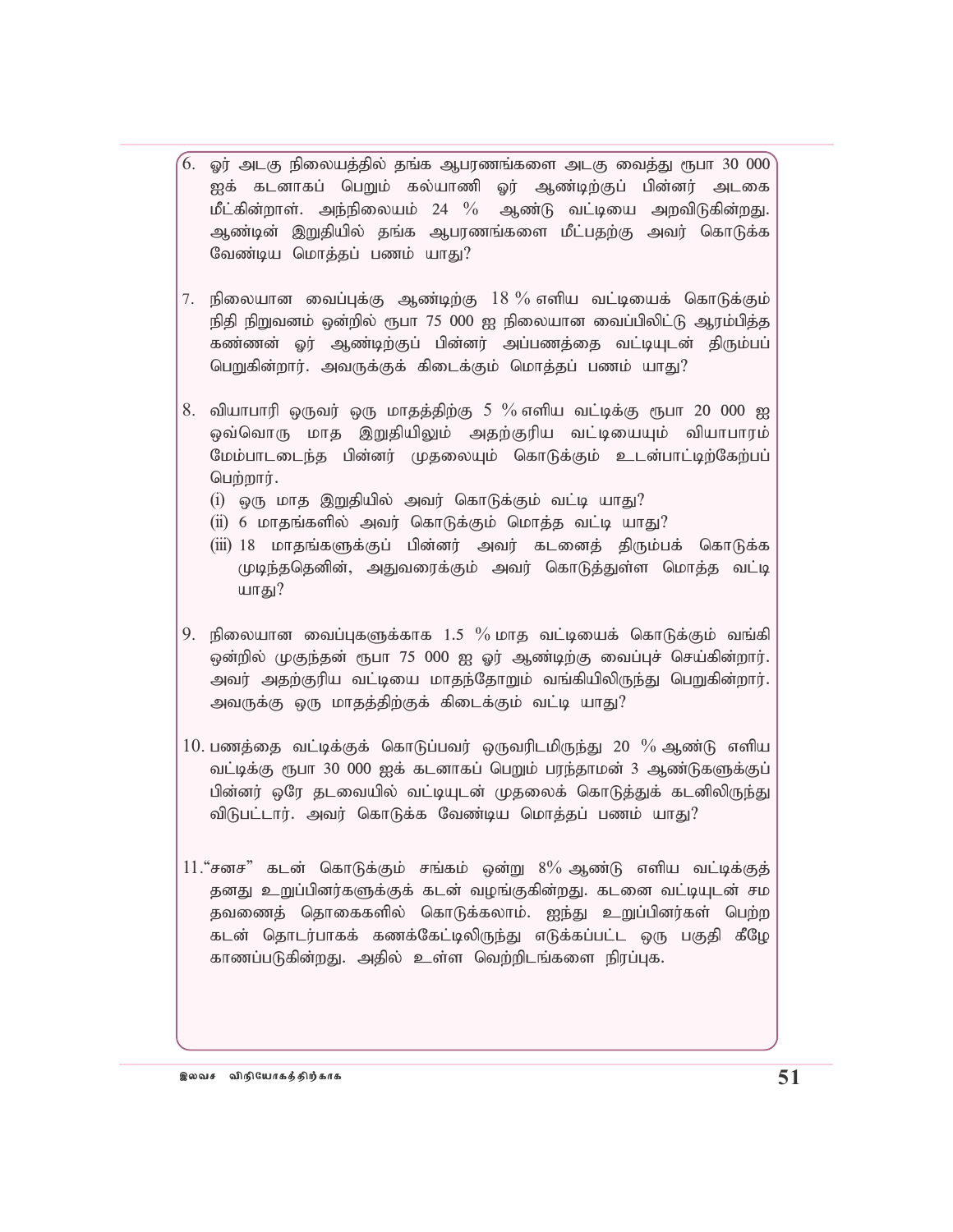6. ஓர் அடகு நிலையத்தில் தங்க ஆபரணங்களை அடகு வைத்து ரூபா 30 000 ஐக் கடனாகப் பெறும் கல்யாணி ஓர் ஆண்டிற்குப் பின்னர் அடகை மீட்கின்றாள். அந்நிலையம் 24 % ஆண்டு வட்டியை அறவிடுகின்றது. ஆண்டின் இறுதியில் தங்க ஆபரணங்களை மீட்பதற்கு அவர் கொடுக்க வேண்டிய மொத்தப் பணம் யாது?

7. நிலையான வைப்புக்கு ஆண்டிற்கு 18 % எளிய வட்டியைக் கொடுக்கும் நிதி நிறுவனம் ஒன்றில் ரூபா 75 000 ஐ நிலையான வைப்பிலிட்டு ஆரம்பித்த கண்ணன் ஓர் ஆண்டிற்குப் பின்னர் அப்பணத்தை வட்டியுடன் திரும்பப் பெறுகின்றார். அவருக்குக் கிடைக்கும் மொத்தப் பணம் யாது?

8. வியாபாரி ஒருவர் ஒரு மாதத்திற்கு 5 % எளிய வட்டிக்கு ரூபா 20 000 ஐ ஒவ்வொரு மாத இறுதியிலும் அதற்குரிய வட்டியையும் வியாபாரம் மேம்பாடடைந்த பின்னர் முதலையும் கொடுக்கும் உடன்பாட்டிற்கேற்பப் பெற்றார்.
   (i) ஒரு மாத இறுதியில் அவர் கொடுக்கும் வட்டி யாது?
   (ii) 6 மாதங்களில் அவர் கொடுக்கும் மொத்த வட்டி யாது?
   (iii) 18 மாதங்களுக்குப் பின்னர் அவர் கடனைத் திரும்பக் கொடுக்க முடிந்ததெனின், அதுவரைக்கும் அவர் கொடுத்துள்ள மொத்த வட்டி யாது?

9. நிலையான வைப்புகளுக்காக 1.5 % மாத வட்டியைக் கொடுக்கும் வங்கி ஒன்றில் முகுந்தன் ரூபா 75 000 ஐ ஓர் ஆண்டிற்கு வைப்புச் செய்கின்றார். அவர் அதற்குரிய வட்டியை மாதந்தோறும் வங்கியிலிருந்து பெறுகின்றார். அவருக்கு ஒரு மாதத்திற்குக் கிடைக்கும் வட்டி யாது?

10. பணத்தை வட்டிக்குக் கொடுப்பவர் ஒருவரிடமிருந்து 20 % ஆண்டு எளிய வட்டிக்கு ரூபா 30 000 ஐக் கடனாகப் பெறும் பரந்தாமன் 3 ஆண்டுகளுக்குப் பின்னர் ஒரே தடவையில் வட்டியுடன் முதலைக் கொடுத்துக் கடனிலிருந்து விடுபட்டார். அவர் கொடுக்க வேண்டிய மொத்தப் பணம் யாது?

11. "சனச" கடன் கொடுக்கும் சங்கம் ஒன்று 8% ஆண்டு எளிய வட்டிக்குத் தனது உறுப்பினர்களுக்குக் கடன் வழங்குகின்றது. கடனை வட்டியுடன் சம தவணைத் தொகைகளில் கொடுக்கலாம். ஐந்து உறுப்பினர்கள் பெற்ற கடன் தொடர்பாகக் கணக்கேட்டிலிருந்து எடுக்கப்பட்ட ஒரு பகுதி கீழே காணப்படுகின்றது. அதில் உள்ள வெற்றிடங்களை நிரப்புக.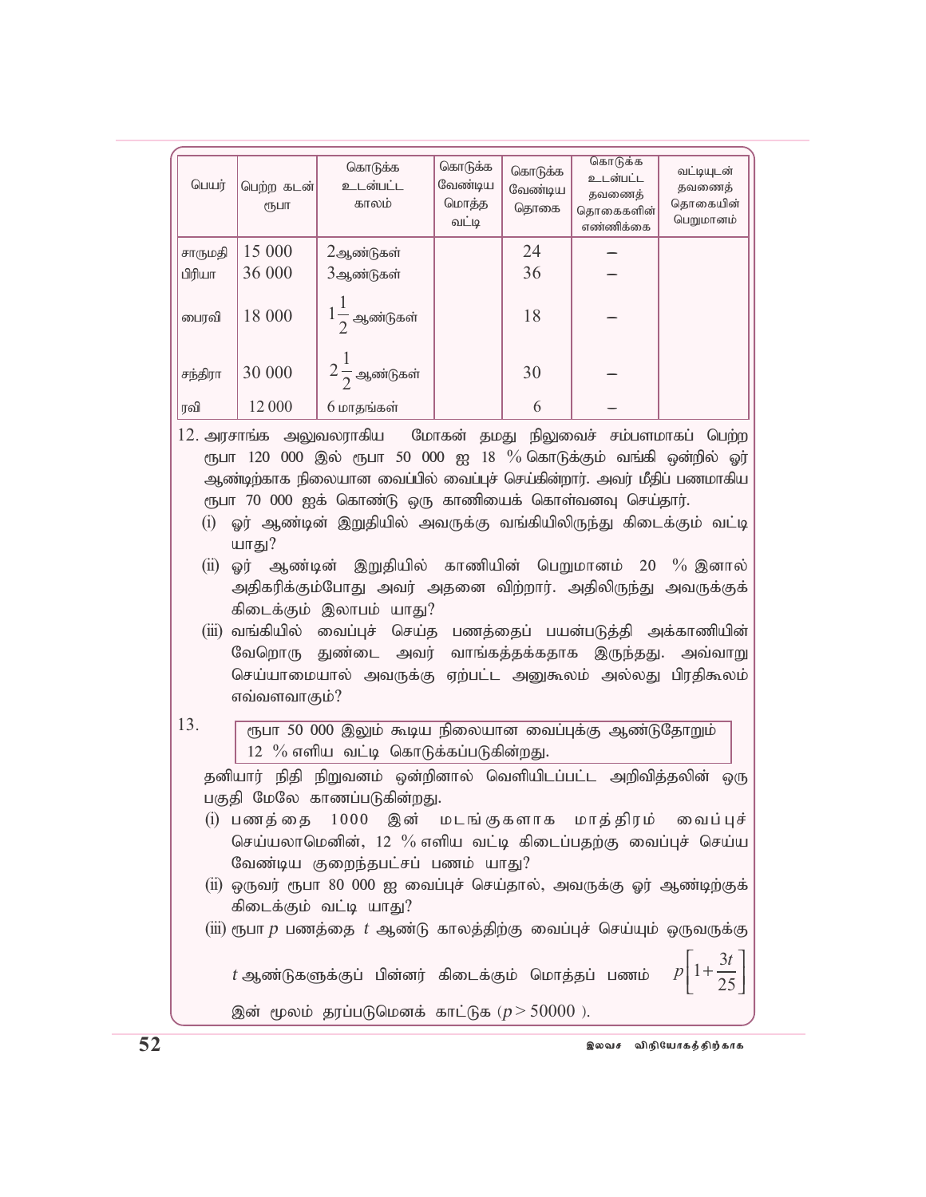| பெயர் | பெற்ற கடன் ரூபா | கொடுக்க உடன்பட்ட காலம் | கொடுக்க வேண்டிய மொத்த வட்டி | கொடுக்க வேண்டிய தொகை | கொடுக்க உடன்பட்ட தவணைத் தொகைகளின் எண்ணிக்கை | வட்டியுடன் தவணைத் தொகையின் பெறுமானம் |
|---|---|---|---|---|---|---|
| சாருமதி | 15 000 | 2ஆண்டுகள் | | 24 | – | |
| பிரியா | 36 000 | 3ஆண்டுகள் | | 36 | – | |
| பைரவி | 18 000 | $1\frac{1}{2}$ ஆண்டுகள் | | 18 | – | |
| சந்திரா | 30 000 | $2\frac{1}{2}$ ஆண்டுகள் | | 30 | – | |
| ரவி | 12 000 | 6 மாதங்கள் | | 6 | – | |

12. அரசாங்க அலுவலராகிய மோகன் தமது நிலுவைச் சம்பளமாகப் பெற்ற ரூபா 120 000 இல் ரூபா 50 000 ஐ 18 % கொடுக்கும் வங்கி ஒன்றில் ஓர் ஆண்டிற்காக நிலையான வைப்பில் வைப்புச் செய்கின்றார். அவர் மீதிப் பணமாகிய ரூபா 70 000 ஐக் கொண்டு ஒரு காணியைக் கொள்வனவு செய்தார்.
    (i) ஓர் ஆண்டின் இறுதியில் அவருக்கு வங்கியிலிருந்து கிடைக்கும் வட்டி யாது?
    (ii) ஓர் ஆண்டின் இறுதியில் காணியின் பெறுமானம் 20 % இனால் அதிகரிக்கும்போது அவர் அதனை விற்றார். அதிலிருந்து அவருக்குக் கிடைக்கும் இலாபம் யாது?
    (iii) வங்கியில் வைப்புச் செய்த பணத்தைப் பயன்படுத்தி அக்காணியின் வேறொரு துண்டை அவர் வாங்கத்தக்கதாக இருந்தது. அவ்வாறு செய்யாமையால் அவருக்கு ஏற்பட்ட அனுகூலம் அல்லது பிரதிகூலம் எவ்வளவாகும்?

13. 

| ரூபா 50 000 இலும் கூடிய நிலையான வைப்புக்கு ஆண்டுதோறும் 12 % எளிய வட்டி கொடுக்கப்படுகின்றது. |
|---|

தனியார் நிதி நிறுவனம் ஒன்றினால் வெளியிடப்பட்ட அறிவித்தலின் ஒரு பகுதி மேலே காணப்படுகின்றது.
    (i) பணத்தை 1000 இன் மடங்குகளாக மாத்திரம் வைப்புச் செய்யலாமெனின், 12 % எளிய வட்டி கிடைப்பதற்கு வைப்புச் செய்ய வேண்டிய குறைந்தபட்சப் பணம் யாது?
    (ii) ஒருவர் ரூபா 80 000 ஐ வைப்புச் செய்தால், அவருக்கு ஓர் ஆண்டிற்குக் கிடைக்கும் வட்டி யாது?
    (iii) ரூபா $p$ பணத்தை $t$ ஆண்டு காலத்திற்கு வைப்புச் செய்யும் ஒருவருக்கு $t$ ஆண்டுகளுக்குப் பின்னர் கிடைக்கும் மொத்தப் பணம் $p\left[1+\frac{3t}{25}\right]$ இன் மூலம் தரப்படுமெனக் காட்டுக ($p > 50000$ ).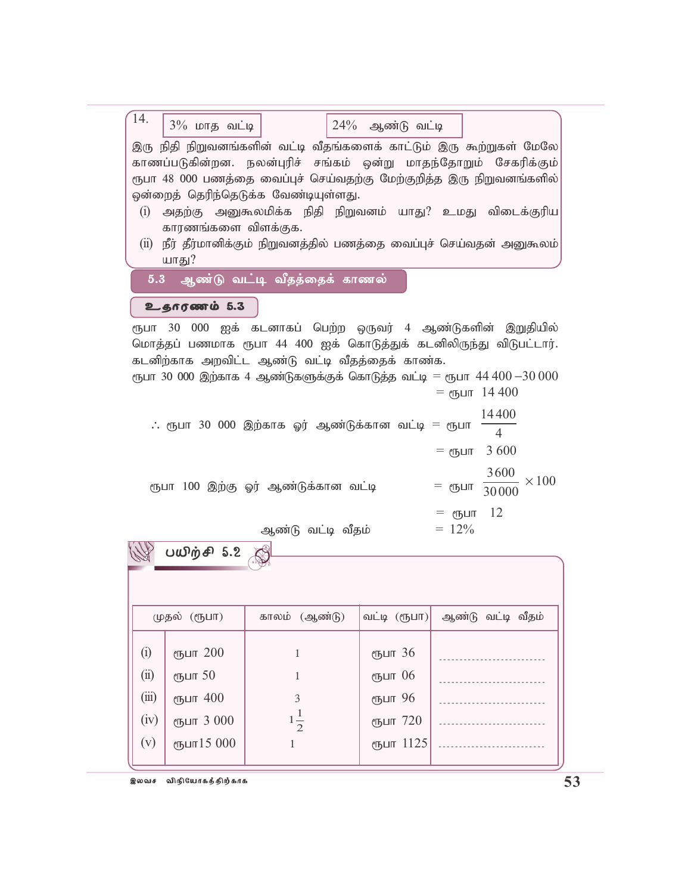14. 

| 3% மாத வட்டி | 24% ஆண்டு வட்டி |
|---|---|

இரு நிதி நிறுவனங்களின் வட்டி வீதங்களைக் காட்டும் இரு கூற்றுகள் மேலே காணப்படுகின்றன. நலன்புரிச் சங்கம் ஒன்று மாதந்தோறும் சேகரிக்கும் ரூபா 48 000 பணத்தை வைப்புச் செய்வதற்கு மேற்குறித்த இரு நிறுவனங்களில் ஒன்றைத் தெரிந்தெடுக்க வேண்டியுள்ளது.

(i) அதற்கு அனுகூலமிக்க நிதி நிறுவனம் யாது? உமது விடைக்குரிய காரணங்களை விளக்குக.

(ii) நீர் தீர்மானிக்கும் நிறுவனத்தில் பணத்தை வைப்புச் செய்வதன் அனுகூலம் யாது?

## 5.3 ஆண்டு வட்டி வீதத்தைக் காணல்

### உதாரணம் 5.3

ரூபா 30 000 ஐக் கடனாகப் பெற்ற ஒருவர் 4 ஆண்டுகளின் இறுதியில் மொத்தப் பணமாக ரூபா 44 400 ஐக் கொடுத்துக் கடனிலிருந்து விடுபட்டார். கடனிற்காக அறவிட்ட ஆண்டு வட்டி வீதத்தைக் காண்க.

ரூபா 30 000 இற்காக 4 ஆண்டுகளுக்குக் கொடுத்த வட்டி $=$ ரூபா $44\,400 - 30\,000$

$=$ ரூபா $14\,400$

$\therefore$ ரூபா 30 000 இற்காக ஓர் ஆண்டுக்கான வட்டி $=$ ரூபா $\dfrac{14\,400}{4}$

$=$ ரூபா $3\,600$

ரூபா 100 இற்கு ஓர் ஆண்டுக்கான வட்டி $=$ ரூபா $\dfrac{3600}{30\,000} \times 100$

$=$ ரூபா $12$

ஆண்டு வட்டி வீதம் $= 12\%$

## பயிற்சி 5.2

| | முதல் (ரூபா) | காலம் (ஆண்டு) | வட்டி (ரூபா) | ஆண்டு வட்டி வீதம் |
|---|---|---|---|---|
| (i) | ரூபா 200 | 1 | ரூபா 36 | .................... |
| (ii) | ரூபா 50 | 1 | ரூபா 06 | .................... |
| (iii) | ரூபா 400 | 3 | ரூபா 96 | .................... |
| (iv) | ரூபா 3 000 | $1\frac{1}{2}$ | ரூபா 720 | .................... |
| (v) | ரூபா15 000 | 1 | ரூபா 1125 | .................... |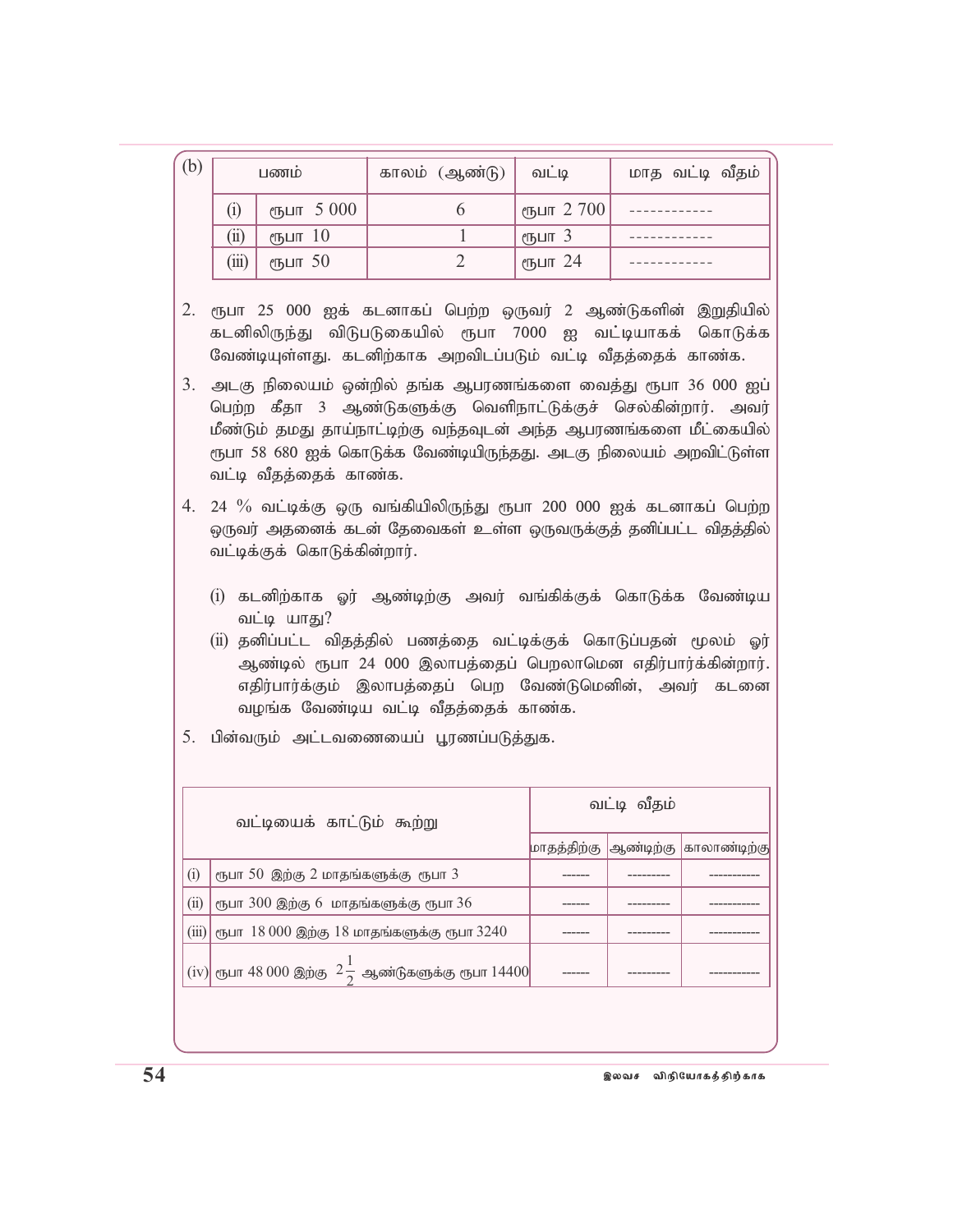(b)

| | பணம் | காலம் (ஆண்டு) | வட்டி | மாத வட்டி வீதம் |
|---|---|---|---|---|
| (i) | ரூபா 5 000 | 6 | ரூபா 2 700 | ------------ |
| (ii) | ரூபா 10 | 1 | ரூபா 3 | ------------ |
| (iii) | ரூபா 50 | 2 | ரூபா 24 | ------------ |

2. ரூபா 25 000 ஐக் கடனாகப் பெற்ற ஒருவர் 2 ஆண்டுகளின் இறுதியில் கடனிலிருந்து விடுபடுகையில் ரூபா 7000 ஐ வட்டியாகக் கொடுக்க வேண்டியுள்ளது. கடனிற்காக அறவிடப்படும் வட்டி வீதத்தைக் காண்க.

3. அடகு நிலையம் ஒன்றில் தங்க ஆபரணங்களை வைத்து ரூபா 36 000 ஐப் பெற்ற கீதா 3 ஆண்டுகளுக்கு வெளிநாட்டுக்குச் செல்கின்றார். அவர் மீண்டும் தமது தாய்நாட்டிற்கு வந்தவுடன் அந்த ஆபரணங்களை மீட்கையில் ரூபா 58 680 ஐக் கொடுக்க வேண்டியிருந்தது. அடகு நிலையம் அறவிட்டுள்ள வட்டி வீதத்தைக் காண்க.

4. 24 % வட்டிக்கு ஒரு வங்கியிலிருந்து ரூபா 200 000 ஐக் கடனாகப் பெற்ற ஒருவர் அதனைக் கடன் தேவைகள் உள்ள ஒருவருக்குத் தனிப்பட்ட விதத்தில் வட்டிக்குக் கொடுக்கின்றார்.

   (i) கடனிற்காக ஓர் ஆண்டிற்கு அவர் வங்கிக்குக் கொடுக்க வேண்டிய வட்டி யாது?

   (ii) தனிப்பட்ட விதத்தில் பணத்தை வட்டிக்குக் கொடுப்பதன் மூலம் ஓர் ஆண்டில் ரூபா 24 000 இலாபத்தைப் பெறலாமென எதிர்பார்க்கின்றார். எதிர்பார்க்கும் இலாபத்தைப் பெற வேண்டுமெனின், அவர் கடனை வழங்க வேண்டிய வட்டி வீதத்தைக் காண்க.

5. பின்வரும் அட்டவணையைப் பூரணப்படுத்துக.

| | வட்டியைக் காட்டும் கூற்று | வட்டி வீதம் | | |
|---|---|---|---|---|
| | | மாதத்திற்கு | ஆண்டிற்கு | காலாண்டிற்கு |
| (i) | ரூபா 50 இற்கு 2 மாதங்களுக்கு ரூபா 3 | ------ | --------- | ----------- |
| (ii) | ரூபா 300 இற்கு 6 மாதங்களுக்கு ரூபா 36 | ------ | --------- | ----------- |
| (iii) | ரூபா 18 000 இற்கு 18 மாதங்களுக்கு ரூபா 3240 | ------ | --------- | ----------- |
| (iv) | ரூபா 48 000 இற்கு $2\frac{1}{2}$ ஆண்டுகளுக்கு ரூபா 14400 | ------ | --------- | ----------- |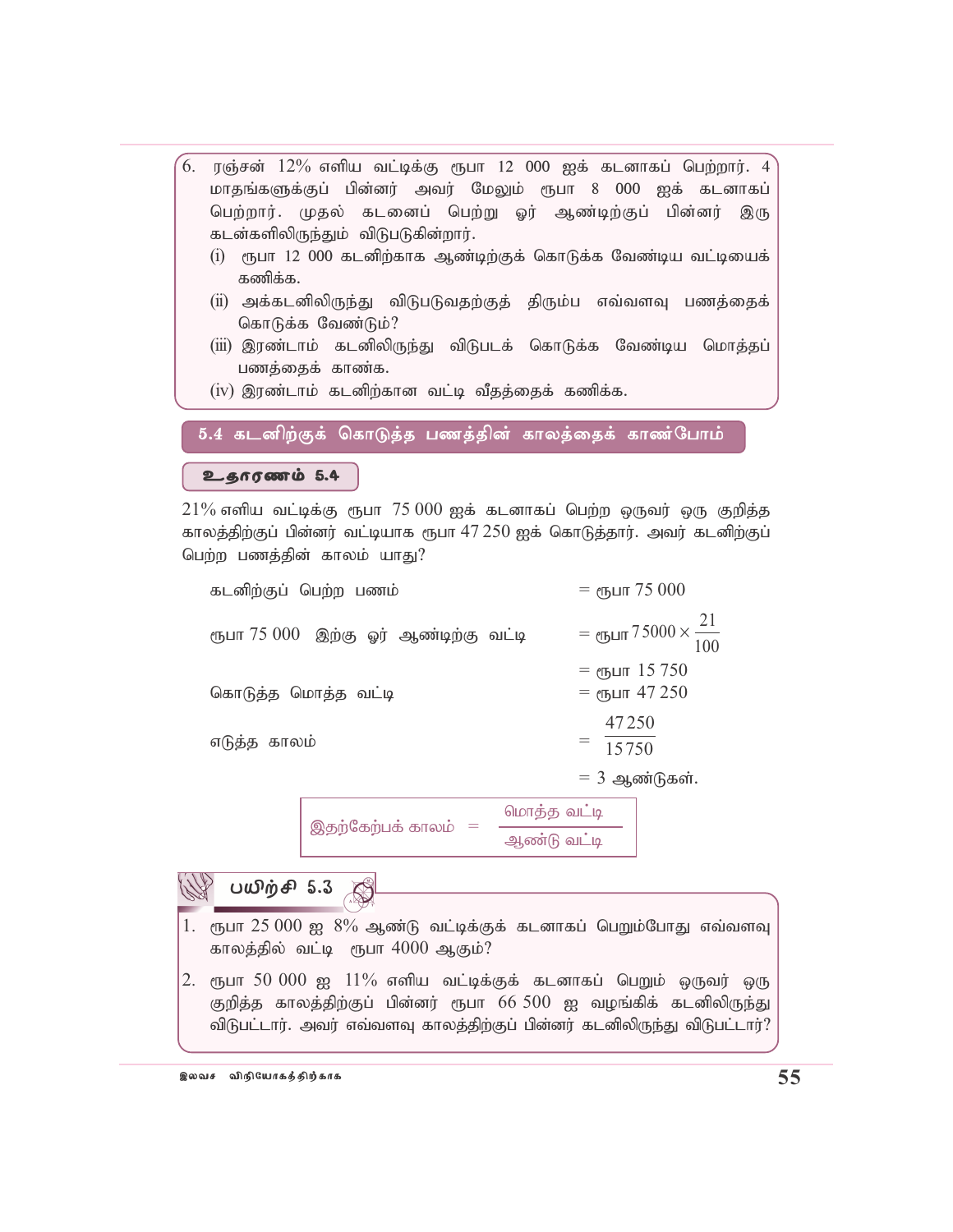6. ரஞ்சன் 12% எளிய வட்டிக்கு ரூபா 12 000 ஐக் கடனாகப் பெற்றார். 4 மாதங்களுக்குப் பின்னர் அவர் மேலும் ரூபா 8 000 ஐக் கடனாகப் பெற்றார். முதல் கடனைப் பெற்று ஓர் ஆண்டிற்குப் பின்னர் இரு கடன்களிலிருந்தும் விடுபடுகின்றார்.
   (i) ரூபா 12 000 கடனிற்காக ஆண்டிற்குக் கொடுக்க வேண்டிய வட்டியைக் கணிக்க.
   (ii) அக்கடனிலிருந்து விடுபடுவதற்குத் திரும்ப எவ்வளவு பணத்தைக் கொடுக்க வேண்டும்?
   (iii) இரண்டாம் கடனிலிருந்து விடுபடக் கொடுக்க வேண்டிய மொத்தப் பணத்தைக் காண்க.
   (iv) இரண்டாம் கடனிற்கான வட்டி வீதத்தைக் கணிக்க.

## 5.4 கடனிற்குக் கொடுத்த பணத்தின் காலத்தைக் காண்போம்

### உதாரணம் 5.4

21% எளிய வட்டிக்கு ரூபா 75 000 ஐக் கடனாகப் பெற்ற ஒருவர் ஒரு குறித்த காலத்திற்குப் பின்னர் வட்டியாக ரூபா 47 250 ஐக் கொடுத்தார். அவர் கடனிற்குப் பெற்ற பணத்தின் காலம் யாது?

கடனிற்குப் பெற்ற பணம் = ரூபா 75 000

ரூபா 75 000 இற்கு ஓர் ஆண்டிற்கு வட்டி $= \text{ரூபா } 75000 \times \frac{21}{100}$

= ரூபா 15 750

கொடுத்த மொத்த வட்டி = ரூபா 47 250

எடுத்த காலம் $= \frac{47250}{15750}$

= 3 ஆண்டுகள்.

$$\text{இதற்கேற்பக் காலம்} = \frac{\text{மொத்த வட்டி}}{\text{ஆண்டு வட்டி}}$$

### பயிற்சி 5.3

1. ரூபா 25 000 ஐ 8% ஆண்டு வட்டிக்குக் கடனாகப் பெறும்போது எவ்வளவு காலத்தில் வட்டி ரூபா 4000 ஆகும்?

2. ரூபா 50 000 ஐ 11% எளிய வட்டிக்குக் கடனாகப் பெறும் ஒருவர் ஒரு குறித்த காலத்திற்குப் பின்னர் ரூபா 66 500 ஐ வழங்கிக் கடனிலிருந்து விடுபட்டார். அவர் எவ்வளவு காலத்திற்குப் பின்னர் கடனிலிருந்து விடுபட்டார்?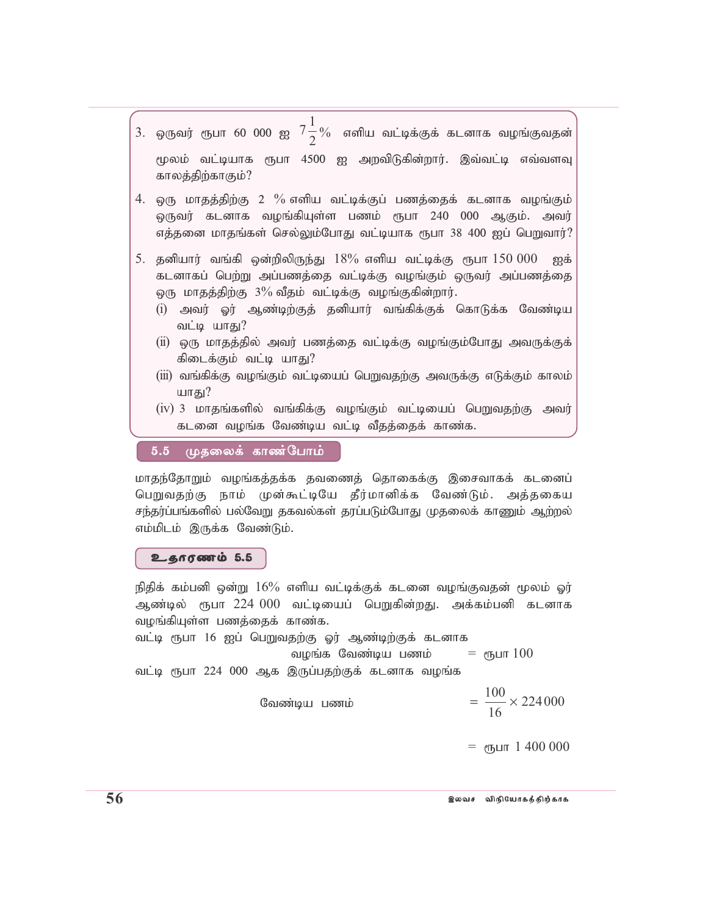3. ஒருவர் ரூபா 60 000 ஐ $7\frac{1}{2}\%$ எளிய வட்டிக்குக் கடனாக வழங்குவதன் மூலம் வட்டியாக ரூபா 4500 ஐ அறவிடுகின்றார். இவ்வட்டி எவ்வளவு காலத்திற்காகும்?

4. ஒரு மாதத்திற்கு 2 % எளிய வட்டிக்குப் பணத்தைக் கடனாக வழங்கும் ஒருவர் கடனாக வழங்கியுள்ள பணம் ரூபா 240 000 ஆகும். அவர் எத்தனை மாதங்கள் செல்லும்போது வட்டியாக ரூபா 38 400 ஐப் பெறுவார்?

5. தனியார் வங்கி ஒன்றிலிருந்து 18% எளிய வட்டிக்கு ரூபா 150 000 ஐக் கடனாகப் பெற்று அப்பணத்தை வட்டிக்கு வழங்கும் ஒருவர் அப்பணத்தை ஒரு மாதத்திற்கு 3% வீதம் வட்டிக்கு வழங்குகின்றார்.
   (i) அவர் ஓர் ஆண்டிற்குத் தனியார் வங்கிக்குக் கொடுக்க வேண்டிய வட்டி யாது?
   (ii) ஒரு மாதத்தில் அவர் பணத்தை வட்டிக்கு வழங்கும்போது அவருக்குக் கிடைக்கும் வட்டி யாது?
   (iii) வங்கிக்கு வழங்கும் வட்டியைப் பெறுவதற்கு அவருக்கு எடுக்கும் காலம் யாது?
   (iv) 3 மாதங்களில் வங்கிக்கு வழங்கும் வட்டியைப் பெறுவதற்கு அவர் கடனை வழங்க வேண்டிய வட்டி வீதத்தைக் காண்க.

## 5.5 முதலைக் காண்போம்

மாதந்தோறும் வழங்கத்தக்க தவணைத் தொகைக்கு இசைவாகக் கடனைப் பெறுவதற்கு நாம் முன்கூட்டியே தீர்மானிக்க வேண்டும். அத்தகைய சந்தர்ப்பங்களில் பல்வேறு தகவல்கள் தரப்படும்போது முதலைக் காணும் ஆற்றல் எம்மிடம் இருக்க வேண்டும்.

**உதாரணம் 5.5**

நிதிக் கம்பனி ஒன்று 16% எளிய வட்டிக்குக் கடனை வழங்குவதன் மூலம் ஓர் ஆண்டில் ரூபா 224 000 வட்டியைப் பெறுகின்றது. அக்கம்பனி கடனாக வழங்கியுள்ள பணத்தைக் காண்க.

வட்டி ரூபா 16 ஐப் பெறுவதற்கு ஓர் ஆண்டிற்குக் கடனாக வழங்க வேண்டிய பணம் = ரூபா 100

வட்டி ரூபா 224 000 ஆக இருப்பதற்குக் கடனாக வழங்க வேண்டிய பணம் $= \frac{100}{16} \times 224\,000$

$=$ ரூபா 1 400 000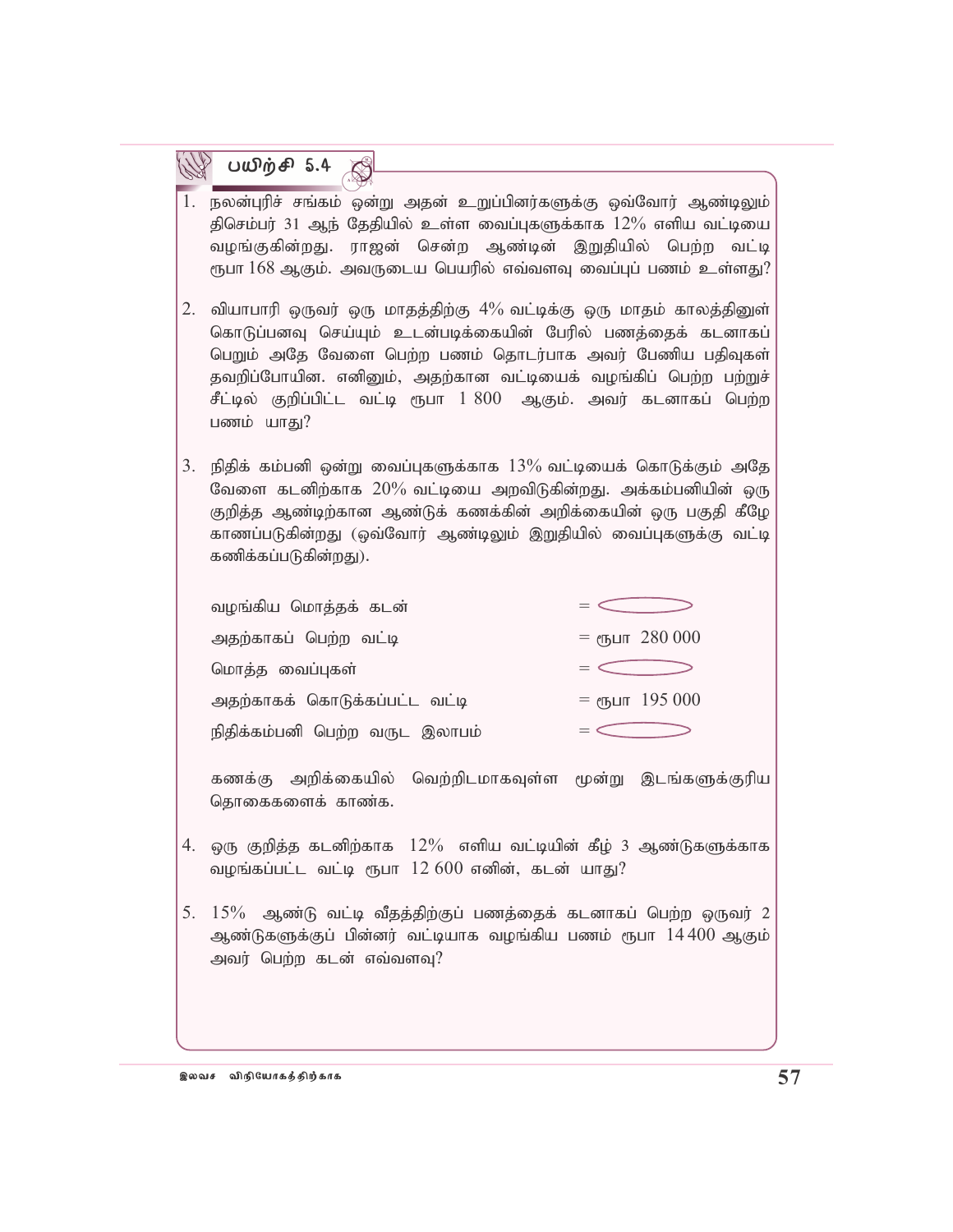## பயிற்சி 5.4

1. நலன்புரிச் சங்கம் ஒன்று அதன் உறுப்பினர்களுக்கு ஒவ்வோர் ஆண்டிலும் திசெம்பர் 31 ஆந் தேதியில் உள்ள வைப்புகளுக்காக 12% எளிய வட்டியை வழங்குகின்றது. ராஜன் சென்ற ஆண்டின் இறுதியில் பெற்ற வட்டி ரூபா 168 ஆகும். அவருடைய பெயரில் எவ்வளவு வைப்புப் பணம் உள்ளது?

2. வியாபாரி ஒருவர் ஒரு மாதத்திற்கு 4% வட்டிக்கு ஒரு மாதம் காலத்தினுள் கொடுப்பனவு செய்யும் உடன்படிக்கையின் பேரில் பணத்தைக் கடனாகப் பெறும் அதே வேளை பெற்ற பணம் தொடர்பாக அவர் பேணிய பதிவுகள் தவறிப்போயின. எனினும், அதற்கான வட்டியை வழங்கிப் பெற்ற பற்றுச் சீட்டில் குறிப்பிட்ட வட்டி ரூபா 1 800 ஆகும். அவர் கடனாகப் பெற்ற பணம் யாது?

3. நிதிக் கம்பனி ஒன்று வைப்புகளுக்காக 13% வட்டியைக் கொடுக்கும் அதே வேளை கடனிற்காக 20% வட்டியை அறவிடுகின்றது. அக்கம்பனியின் ஒரு குறித்த ஆண்டிற்கான ஆண்டுக் கணக்கின் அறிக்கையின் ஒரு பகுதி கீழே காணப்படுகின்றது (ஒவ்வோர் ஆண்டிலும் இறுதியில் வைப்புகளுக்கு வட்டி கணிக்கப்படுகின்றது).

| | |
|---|---|
| வழங்கிய மொத்தக் கடன் | = ______ |
| அதற்காகப் பெற்ற வட்டி | = ரூபா 280 000 |
| மொத்த வைப்புகள் | = ______ |
| அதற்காகக் கொடுக்கப்பட்ட வட்டி | = ரூபா 195 000 |
| நிதிக்கம்பனி பெற்ற வருட இலாபம் | = ______ |

கணக்கு அறிக்கையில் வெற்றிடமாகவுள்ள மூன்று இடங்களுக்குரிய தொகைகளைக் காண்க.

4. ஒரு குறித்த கடனிற்காக 12% எளிய வட்டியின் கீழ் 3 ஆண்டுகளுக்காக வழங்கப்பட்ட வட்டி ரூபா 12 600 எனின், கடன் யாது?

5. 15% ஆண்டு வட்டி வீதத்திற்குப் பணத்தைக் கடனாகப் பெற்ற ஒருவர் 2 ஆண்டுகளுக்குப் பின்னர் வட்டியாக வழங்கிய பணம் ரூபா 14 400 ஆகும் அவர் பெற்ற கடன் எவ்வளவு?